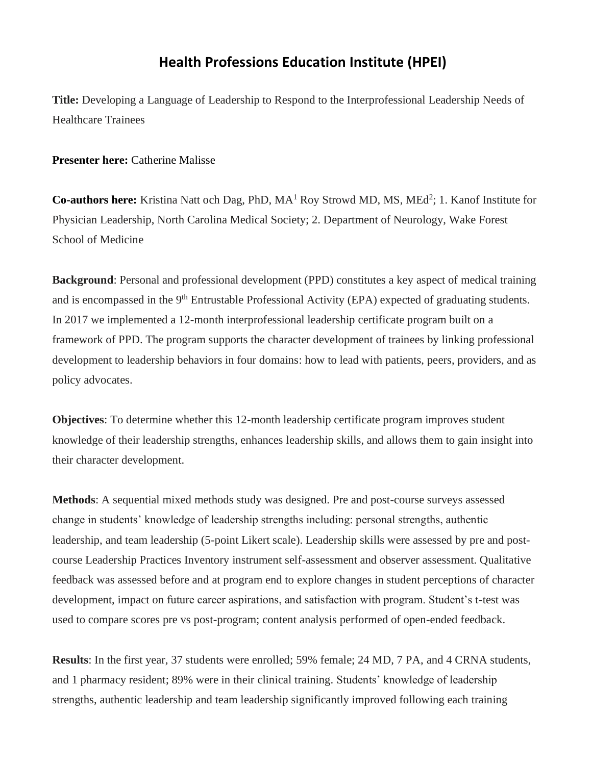# Health Professions Education Institute (HPEI)

**Title:** Developing a Language of Leadership to Respond to the Interprofessional Leadership Needs of Healthcare Trainees

**Presenter here:** Catherine Malisse

**Co-authors here:** Kristina Natt och Dag, PhD, MA[1] Roy Strowd MD, MS, MEd[2]; 1. Kanof Institute for Physician Leadership, North Carolina Medical Society; 2. Department of Neurology, Wake Forest School of Medicine

**Background**: Personal and professional development (PPD) constitutes a key aspect of medical training and is encompassed in the 9th Entrustable Professional Activity (EPA) expected of graduating students. In 2017 we implemented a 12-month interprofessional leadership certificate program built on a framework of PPD. The program supports the character development of trainees by linking professional development to leadership behaviors in four domains: how to lead with patients, peers, providers, and as policy advocates.

**Objectives**: To determine whether this 12-month leadership certificate program improves student knowledge of their leadership strengths, enhances leadership skills, and allows them to gain insight into their character development.

**Methods**: A sequential mixed methods study was designed. Pre and post-course surveys assessed change in students' knowledge of leadership strengths including: personal strengths, authentic leadership, and team leadership (5-point Likert scale). Leadership skills were assessed by pre and post-course Leadership Practices Inventory instrument self-assessment and observer assessment. Qualitative feedback was assessed before and at program end to explore changes in student perceptions of character development, impact on future career aspirations, and satisfaction with program. Student's t-test was used to compare scores pre vs post-program; content analysis performed of open-ended feedback.

**Results**: In the first year, 37 students were enrolled; 59% female; 24 MD, 7 PA, and 4 CRNA students, and 1 pharmacy resident; 89% were in their clinical training. Students' knowledge of leadership strengths, authentic leadership and team leadership significantly improved following each training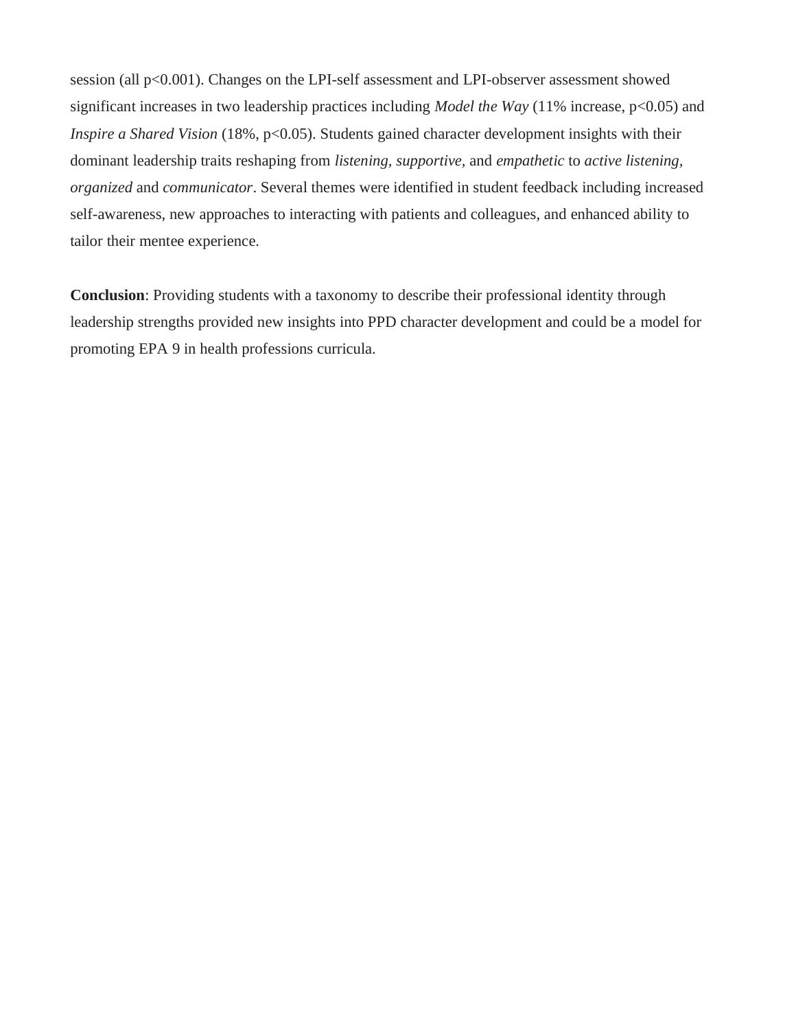session (all $p<0.001$). Changes on the LPI-self assessment and LPI-observer assessment showed significant increases in two leadership practices including *Model the Way* (11% increase, $p<0.05$) and *Inspire a Shared Vision* (18%, $p<0.05$). Students gained character development insights with their dominant leadership traits reshaping from *listening, supportive,* and *empathetic* to *active listening*, *organized* and *communicator*. Several themes were identified in student feedback including increased self-awareness, new approaches to interacting with patients and colleagues, and enhanced ability to tailor their mentee experience.

**Conclusion**: Providing students with a taxonomy to describe their professional identity through leadership strengths provided new insights into PPD character development and could be a model for promoting EPA 9 in health professions curricula.